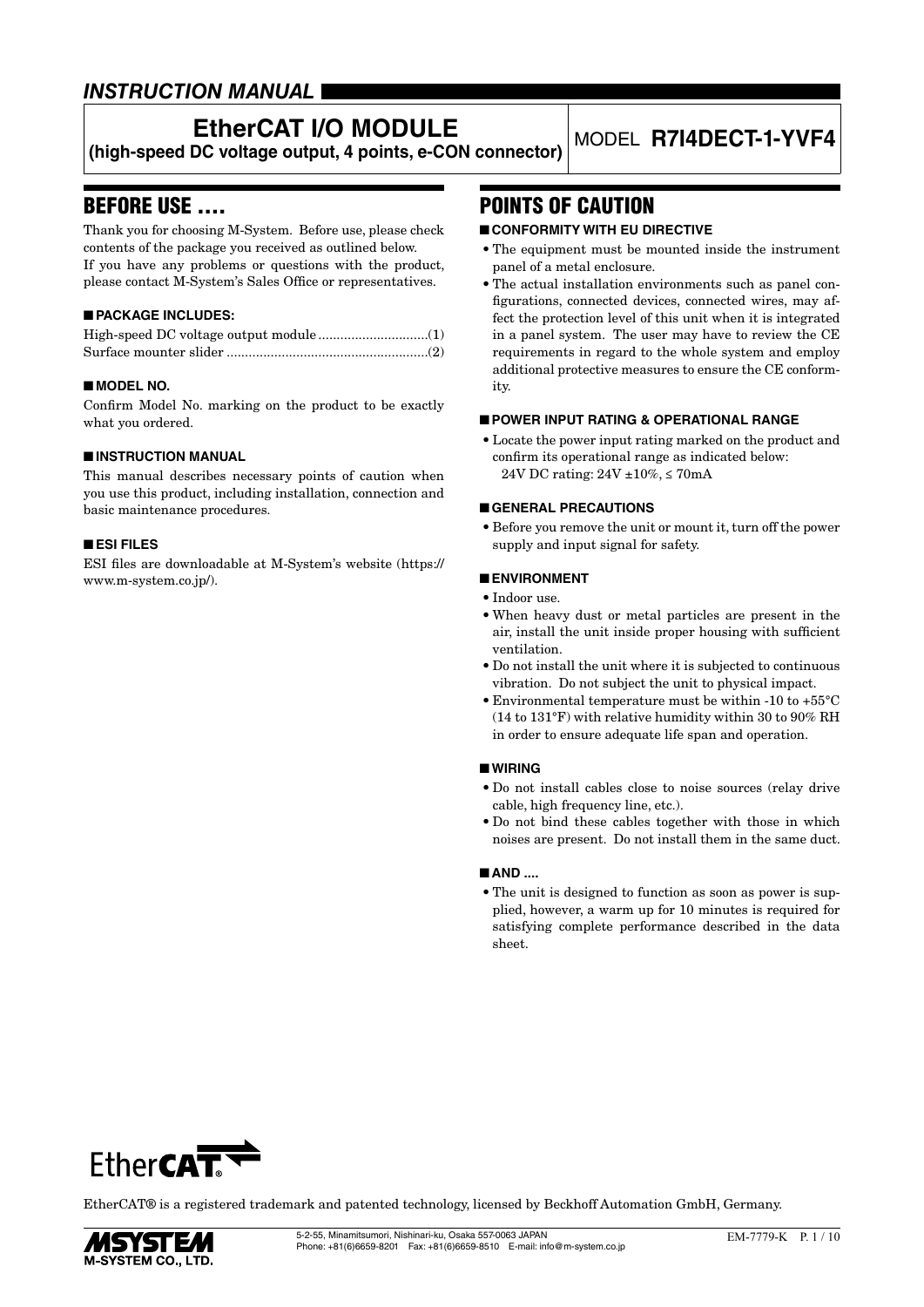## *INSTRUCTION MANUAL*

# EtherCAT I/O MODULE

**(high-speed DC voltage output, 4 points, e-CON connector)**

MODEL **R7I4DECT-1-YVF4**

## BEFORE USE ....

Thank you for choosing M-System. Before use, please check contents of the package you received as outlined below.
If you have any problems or questions with the product, please contact M-System's Sales Office or representatives.

### ■ PACKAGE INCLUDES:

High-speed DC voltage output module .............................(1)
Surface mounter slider ......................................................(2)

### ■ MODEL NO.

Confirm Model No. marking on the product to be exactly what you ordered.

### ■ INSTRUCTION MANUAL

This manual describes necessary points of caution when you use this product, including installation, connection and basic maintenance procedures.

### ■ ESI FILES

ESI files are downloadable at M-System's website (https://www.m-system.co.jp/).

## POINTS OF CAUTION

### ■ CONFORMITY WITH EU DIRECTIVE

- The equipment must be mounted inside the instrument panel of a metal enclosure.
- The actual installation environments such as panel configurations, connected devices, connected wires, may affect the protection level of this unit when it is integrated in a panel system. The user may have to review the CE requirements in regard to the whole system and employ additional protective measures to ensure the CE conformity.

### ■ POWER INPUT RATING & OPERATIONAL RANGE

- Locate the power input rating marked on the product and confirm its operational range as indicated below:
  24V DC rating: 24V ±10%, ≤ 70mA

### ■ GENERAL PRECAUTIONS

- Before you remove the unit or mount it, turn off the power supply and input signal for safety.

### ■ ENVIRONMENT

- Indoor use.
- When heavy dust or metal particles are present in the air, install the unit inside proper housing with sufficient ventilation.
- Do not install the unit where it is subjected to continuous vibration. Do not subject the unit to physical impact.
- Environmental temperature must be within -10 to +55°C (14 to 131°F) with relative humidity within 30 to 90% RH in order to ensure adequate life span and operation.

### ■ WIRING

- Do not install cables close to noise sources (relay drive cable, high frequency line, etc.).
- Do not bind these cables together with those in which noises are present. Do not install them in the same duct.

### ■ AND ....

- The unit is designed to function as soon as power is supplied, however, a warm up for 10 minutes is required for satisfying complete performance described in the data sheet.

EtherCAT® is a registered trademark and patented technology, licensed by Beckhoff Automation GmbH, Germany.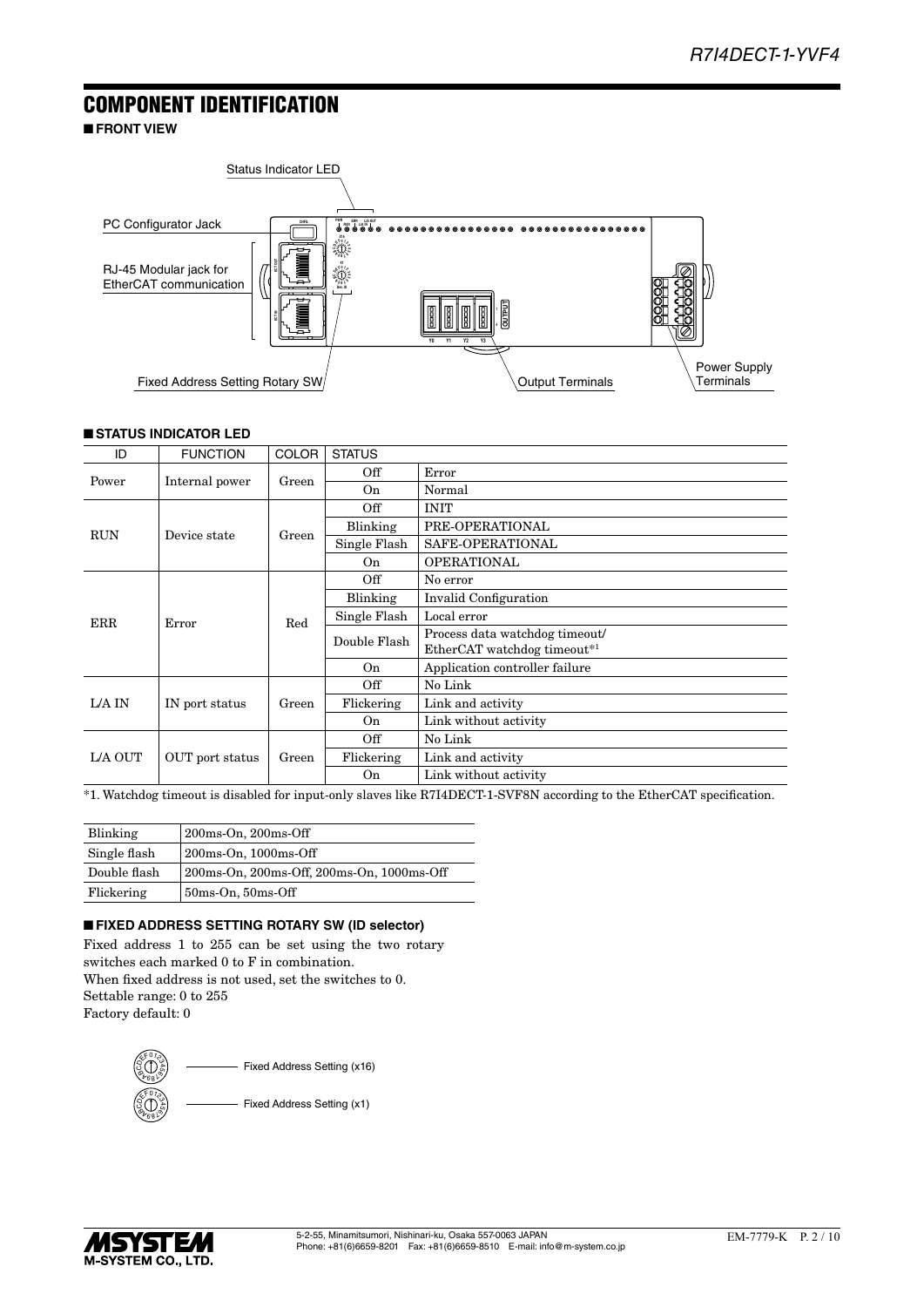## COMPONENT IDENTIFICATION

### ■ FRONT VIEW

Status Indicator LED

PC Configurator Jack

RJ-45 Modular jack for EtherCAT communication

Fixed Address Setting Rotary SW

Output Terminals

Power Supply Terminals

### ■ STATUS INDICATOR LED

| ID | FUNCTION | COLOR | STATUS | |
|---|---|---|---|---|
| Power | Internal power | Green | Off | Error |
| | | | On | Normal |
| RUN | Device state | Green | Off | INIT |
| | | | Blinking | PRE-OPERATIONAL |
| | | | Single Flash | SAFE-OPERATIONAL |
| | | | On | OPERATIONAL |
| ERR | Error | Red | Off | No error |
| | | | Blinking | Invalid Configuration |
| | | | Single Flash | Local error |
| | | | Double Flash | Process data watchdog timeout/ EtherCAT watchdog timeout*1 |
| | | | On | Application controller failure |
| L/A IN | IN port status | Green | Off | No Link |
| | | | Flickering | Link and activity |
| | | | On | Link without activity |
| L/A OUT | OUT port status | Green | Off | No Link |
| | | | Flickering | Link and activity |
| | | | On | Link without activity |

*1. Watchdog timeout is disabled for input-only slaves like R7I4DECT-1-SVF8N according to the EtherCAT specification.

| | |
|---|---|
| Blinking | 200ms-On, 200ms-Off |
| Single flash | 200ms-On, 1000ms-Off |
| Double flash | 200ms-On, 200ms-Off, 200ms-On, 1000ms-Off |
| Flickering | 50ms-On, 50ms-Off |

### ■ FIXED ADDRESS SETTING ROTARY SW (ID selector)

Fixed address 1 to 255 can be set using the two rotary switches each marked 0 to F in combination.
When fixed address is not used, set the switches to 0.
Settable range: 0 to 255
Factory default: 0

Fixed Address Setting (x16)

Fixed Address Setting (x1)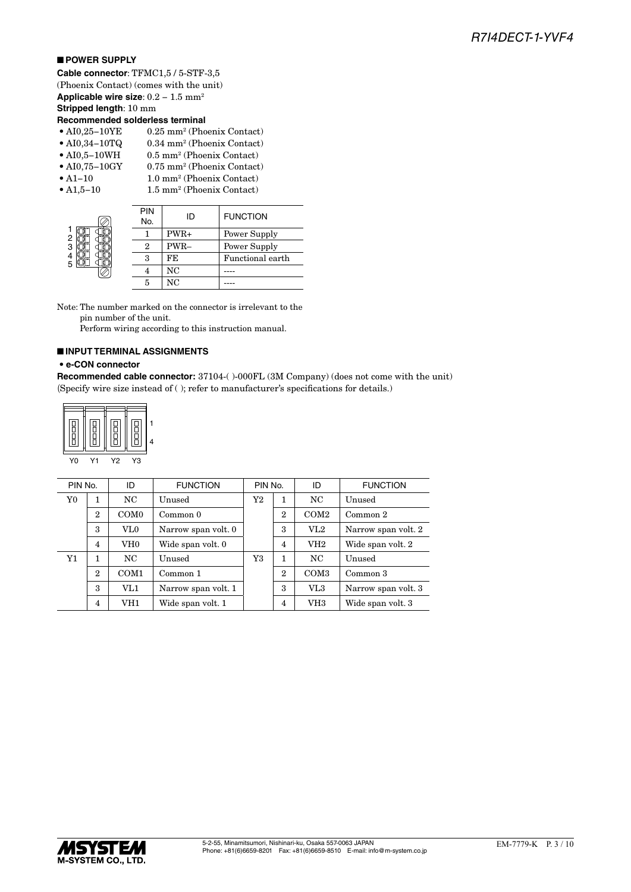## ■ POWER SUPPLY

**Cable connector**: TFMC1,5 / 5-STF-3,5 (Phoenix Contact) (comes with the unit)
**Applicable wire size**: 0.2 – 1.5 mm²
**Stripped length**: 10 mm
**Recommended solderless terminal**

- AI0,25–10YE 0.25 mm² (Phoenix Contact)
- AI0,34–10TQ 0.34 mm² (Phoenix Contact)
- AI0,5–10WH 0.5 mm² (Phoenix Contact)
- AI0,75–10GY 0.75 mm² (Phoenix Contact)
- A1–10 1.0 mm² (Phoenix Contact)
- A1,5–10 1.5 mm² (Phoenix Contact)

| PIN No. | ID | FUNCTION |
|---|---|---|
| 1 | PWR+ | Power Supply |
| 2 | PWR– | Power Supply |
| 3 | FE | Functional earth |
| 4 | NC | ---- |
| 5 | NC | ---- |

Note: The number marked on the connector is irrelevant to the pin number of the unit.
Perform wiring according to this instruction manual.

## ■ INPUT TERMINAL ASSIGNMENTS

**• e-CON connector**

**Recommended cable connector:** 37104-( )-000FL (3M Company) (does not come with the unit)
(Specify wire size instead of ( ); refer to manufacturer's specifications for details.)

| PIN No. | | ID | FUNCTION | PIN No. | | ID | FUNCTION |
|---|---|---|---|---|---|---|---|
| Y0 | 1 | NC | Unused | Y2 | 1 | NC | Unused |
| | 2 | COM0 | Common 0 | | 2 | COM2 | Common 2 |
| | 3 | VL0 | Narrow span volt. 0 | | 3 | VL2 | Narrow span volt. 2 |
| | 4 | VH0 | Wide span volt. 0 | | 4 | VH2 | Wide span volt. 2 |
| Y1 | 1 | NC | Unused | Y3 | 1 | NC | Unused |
| | 2 | COM1 | Common 1 | | 2 | COM3 | Common 3 |
| | 3 | VL1 | Narrow span volt. 1 | | 3 | VL3 | Narrow span volt. 3 |
| | 4 | VH1 | Wide span volt. 1 | | 4 | VH3 | Wide span volt. 3 |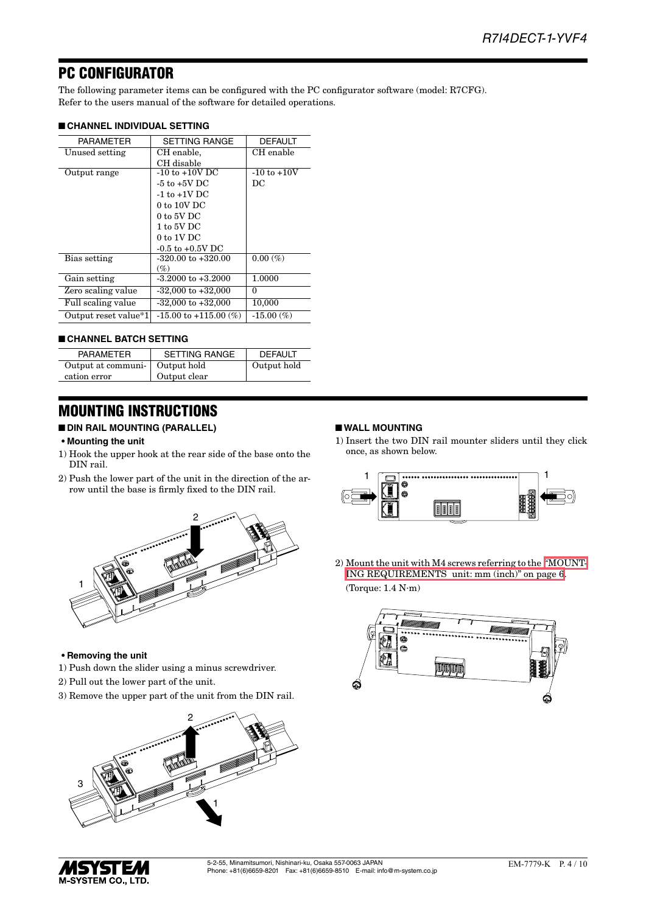## PC CONFIGURATOR

The following parameter items can be configured with the PC configurator software (model: R7CFG).
Refer to the users manual of the software for detailed operations.

### ■ CHANNEL INDIVIDUAL SETTING

| PARAMETER | SETTING RANGE | DEFAULT |
|---|---|---|
| Unused setting | CH enable, CH disable | CH enable |
| Output range | -10 to +10V DC<br>-5 to +5V DC<br>-1 to +1V DC<br>0 to 10V DC<br>0 to 5V DC<br>1 to 5V DC<br>0 to 1V DC<br>-0.5 to +0.5V DC | -10 to +10V DC |
| Bias setting | -320.00 to +320.00 (%) | 0.00 (%) |
| Gain setting | -3.2000 to +3.2000 | 1.0000 |
| Zero scaling value | -32,000 to +32,000 | 0 |
| Full scaling value | -32,000 to +32,000 | 10,000 |
| Output reset value*1 | -15.00 to +115.00 (%) | -15.00 (%) |

### ■ CHANNEL BATCH SETTING

| PARAMETER | SETTING RANGE | DEFAULT |
|---|---|---|
| Output at communication error | Output hold<br>Output clear | Output hold |

## MOUNTING INSTRUCTIONS

### ■ DIN RAIL MOUNTING (PARALLEL)

**• Mounting the unit**

1) Hook the upper hook at the rear side of the base onto the DIN rail.
2) Push the lower part of the unit in the direction of the arrow until the base is firmly fixed to the DIN rail.

**• Removing the unit**

1) Push down the slider using a minus screwdriver.
2) Pull out the lower part of the unit.
3) Remove the upper part of the unit from the DIN rail.

### ■ WALL MOUNTING

1) Insert the two DIN rail mounter sliders until they click once, as shown below.
2) Mount the unit with M4 screws referring to the "MOUNTING REQUIREMENTS unit: mm (inch)" on page 6.
(Torque: 1.4 N·m)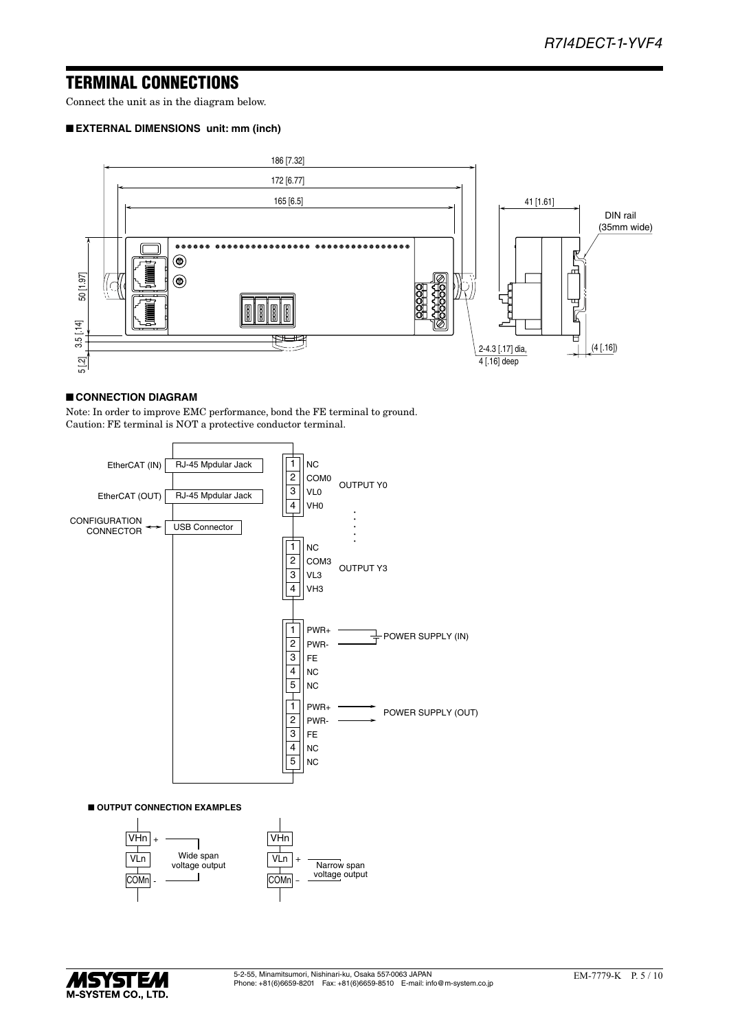## TERMINAL CONNECTIONS

Connect the unit as in the diagram below.

### ■ EXTERNAL DIMENSIONS unit: mm (inch)

186 [7.32]

172 [6.77]

165 [6.5]

41 [1.61]

DIN rail (35mm wide)

50 [1.97]

3.5 [.14]

5 [.2]

2-4.3 [.17] dia, 4 [.16] deep

(4 [.16])

### ■ CONNECTION DIAGRAM

Note: In order to improve EMC performance, bond the FE terminal to ground.
Caution: FE terminal is NOT a protective conductor terminal.

EtherCAT (IN) — RJ-45 Mpdular Jack

EtherCAT (OUT) — RJ-45 Mpdular Jack

CONFIGURATION CONNECTOR — USB Connector

OUTPUT Y0:

| No. | Terminal |
|---|---|
| 1 | NC |
| 2 | COM0 |
| 3 | VL0 |
| 4 | VH0 |

OUTPUT Y3:

| No. | Terminal |
|---|---|
| 1 | NC |
| 2 | COM3 |
| 3 | VL3 |
| 4 | VH3 |

POWER SUPPLY (IN):

| No. | Terminal |
|---|---|
| 1 | PWR+ |
| 2 | PWR- |
| 3 | FE |
| 4 | NC |
| 5 | NC |

POWER SUPPLY (OUT):

| No. | Terminal |
|---|---|
| 1 | PWR+ |
| 2 | PWR- |
| 3 | FE |
| 4 | NC |
| 5 | NC |

#### ■ OUTPUT CONNECTION EXAMPLES

Wide span voltage output: VHn (+), COMn (-)

Narrow span voltage output: VLn (+), COMn (–)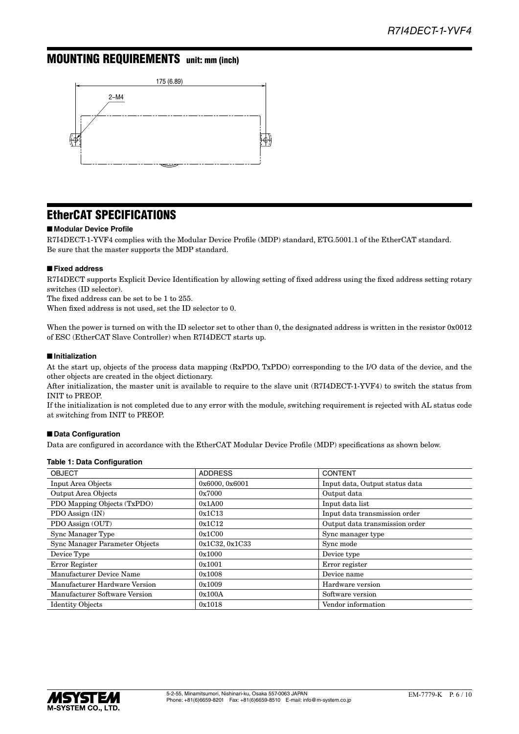## MOUNTING REQUIREMENTS unit: mm (inch)

175 (6.89)

2–M4

## EtherCAT SPECIFICATIONS

### ■ Modular Device Profile

R7I4DECT-1-YVF4 complies with the Modular Device Profile (MDP) standard, ETG.5001.1 of the EtherCAT standard.
Be sure that the master supports the MDP standard.

### ■ Fixed address

R7I4DECT supports Explicit Device Identification by allowing setting of fixed address using the fixed address setting rotary switches (ID selector).
The fixed address can be set to be 1 to 255.
When fixed address is not used, set the ID selector to 0.

When the power is turned on with the ID selector set to other than 0, the designated address is written in the resistor 0x0012 of ESC (EtherCAT Slave Controller) when R7I4DECT starts up.

### ■ Initialization

At the start up, objects of the process data mapping (RxPDO, TxPDO) corresponding to the I/O data of the device, and the other objects are created in the object dictionary.
After initialization, the master unit is available to require to the slave unit (R7I4DECT-1-YVF4) to switch the status from INIT to PREOP.
If the initialization is not completed due to any error with the module, switching requirement is rejected with AL status code at switching from INIT to PREOP.

### ■ Data Configuration

Data are configured in accordance with the EtherCAT Modular Device Profile (MDP) specifications as shown below.

**Table 1: Data Configuration**

| OBJECT | ADDRESS | CONTENT |
|---|---|---|
| Input Area Objects | 0x6000, 0x6001 | Input data, Output status data |
| Output Area Objects | 0x7000 | Output data |
| PDO Mapping Objects (TxPDO) | 0x1A00 | Input data list |
| PDO Assign (IN) | 0x1C13 | Input data transmission order |
| PDO Assign (OUT) | 0x1C12 | Output data transmission order |
| Sync Manager Type | 0x1C00 | Sync manager type |
| Sync Manager Parameter Objects | 0x1C32, 0x1C33 | Sync mode |
| Device Type | 0x1000 | Device type |
| Error Register | 0x1001 | Error register |
| Manufacturer Device Name | 0x1008 | Device name |
| Manufacturer Hardware Version | 0x1009 | Hardware version |
| Manufacturer Software Version | 0x100A | Software version |
| Identity Objects | 0x1018 | Vendor information |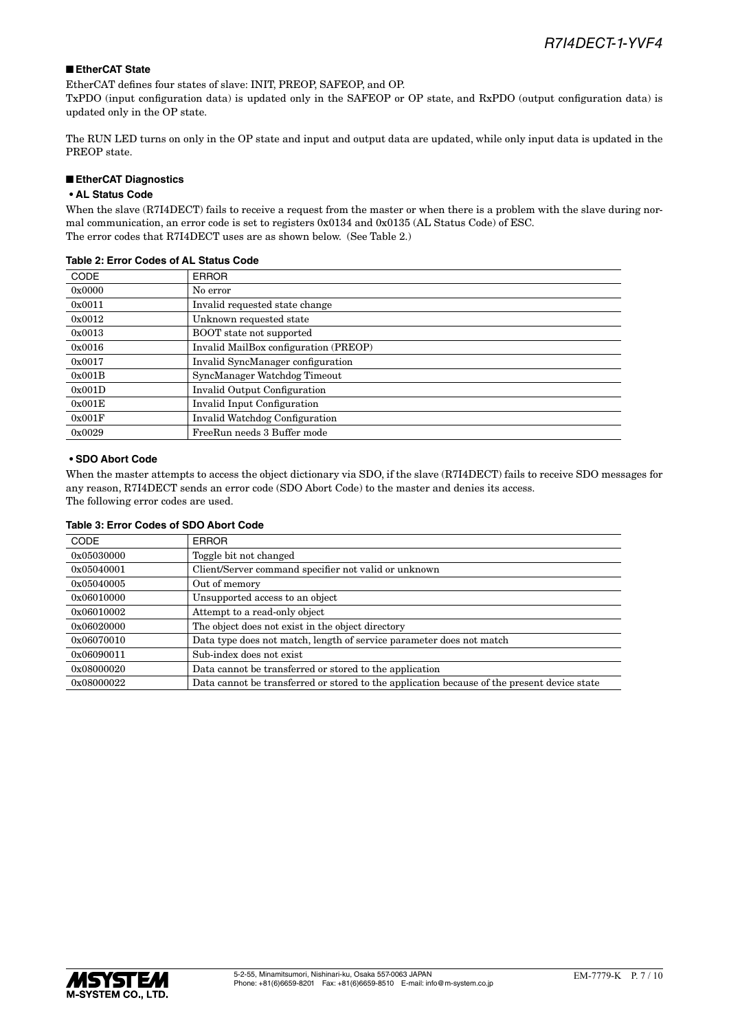## ■ EtherCAT State

EtherCAT defines four states of slave: INIT, PREOP, SAFEOP, and OP.
TxPDO (input configuration data) is updated only in the SAFEOP or OP state, and RxPDO (output configuration data) is updated only in the OP state.

The RUN LED turns on only in the OP state and input and output data are updated, while only input data is updated in the PREOP state.

## ■ EtherCAT Diagnostics

### • AL Status Code

When the slave (R7I4DECT) fails to receive a request from the master or when there is a problem with the slave during normal communication, an error code is set to registers 0x0134 and 0x0135 (AL Status Code) of ESC.
The error codes that R7I4DECT uses are as shown below. (See Table 2.)

**Table 2: Error Codes of AL Status Code**

| CODE | ERROR |
|---|---|
| 0x0000 | No error |
| 0x0011 | Invalid requested state change |
| 0x0012 | Unknown requested state |
| 0x0013 | BOOT state not supported |
| 0x0016 | Invalid MailBox configuration (PREOP) |
| 0x0017 | Invalid SyncManager configuration |
| 0x001B | SyncManager Watchdog Timeout |
| 0x001D | Invalid Output Configuration |
| 0x001E | Invalid Input Configuration |
| 0x001F | Invalid Watchdog Configuration |
| 0x0029 | FreeRun needs 3 Buffer mode |

### • SDO Abort Code

When the master attempts to access the object dictionary via SDO, if the slave (R7I4DECT) fails to receive SDO messages for any reason, R7I4DECT sends an error code (SDO Abort Code) to the master and denies its access.
The following error codes are used.

**Table 3: Error Codes of SDO Abort Code**

| CODE | ERROR |
|---|---|
| 0x05030000 | Toggle bit not changed |
| 0x05040001 | Client/Server command specifier not valid or unknown |
| 0x05040005 | Out of memory |
| 0x06010000 | Unsupported access to an object |
| 0x06010002 | Attempt to a read-only object |
| 0x06020000 | The object does not exist in the object directory |
| 0x06070010 | Data type does not match, length of service parameter does not match |
| 0x06090011 | Sub-index does not exist |
| 0x08000020 | Data cannot be transferred or stored to the application |
| 0x08000022 | Data cannot be transferred or stored to the application because of the present device state |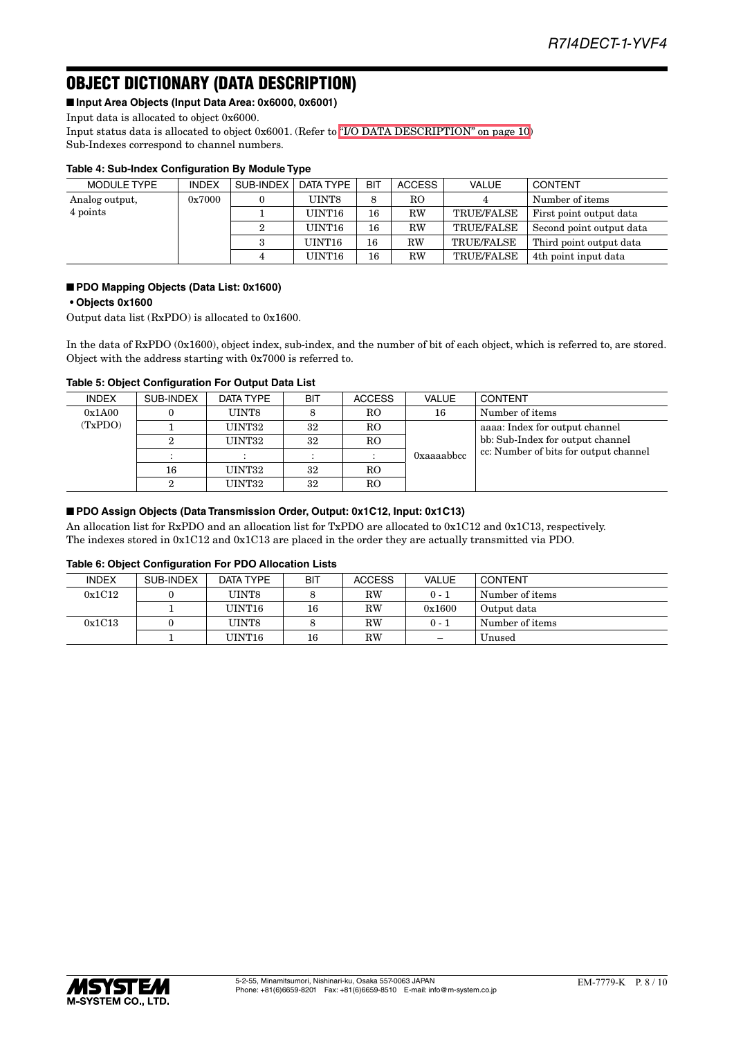# OBJECT DICTIONARY (DATA DESCRIPTION)

## ■ Input Area Objects (Input Data Area: 0x6000, 0x6001)

Input data is allocated to object 0x6000.
Input status data is allocated to object 0x6001. (Refer to "I/O DATA DESCRIPTION" on page 10)
Sub-Indexes correspond to channel numbers.

**Table 4: Sub-Index Configuration By Module Type**

| MODULE TYPE | INDEX | SUB-INDEX | DATA TYPE | BIT | ACCESS | VALUE | CONTENT |
|---|---|---|---|---|---|---|---|
| Analog output, 4 points | 0x7000 | 0 | UINT8 | 8 | RO | 4 | Number of items |
| | | 1 | UINT16 | 16 | RW | TRUE/FALSE | First point output data |
| | | 2 | UINT16 | 16 | RW | TRUE/FALSE | Second point output data |
| | | 3 | UINT16 | 16 | RW | TRUE/FALSE | Third point output data |
| | | 4 | UINT16 | 16 | RW | TRUE/FALSE | 4th point input data |

## ■ PDO Mapping Objects (Data List: 0x1600)

### • Objects 0x1600

Output data list (RxPDO) is allocated to 0x1600.

In the data of RxPDO (0x1600), object index, sub-index, and the number of bit of each object, which is referred to, are stored. Object with the address starting with 0x7000 is referred to.

**Table 5: Object Configuration For Output Data List**

| INDEX | SUB-INDEX | DATA TYPE | BIT | ACCESS | VALUE | CONTENT |
|---|---|---|---|---|---|---|
| 0x1A00 (TxPDO) | 0 | UINT8 | 8 | RO | 16 | Number of items |
| | 1 | UINT32 | 32 | RO | 0xaaaabbcc | aaaa: Index for output channel<br>bb: Sub-Index for output channel<br>cc: Number of bits for output channel |
| | 2 | UINT32 | 32 | RO | | |
| | : | : | : | : | | |
| | 16 | UINT32 | 32 | RO | | |
| | 2 | UINT32 | 32 | RO | | |

## ■ PDO Assign Objects (Data Transmission Order, Output: 0x1C12, Input: 0x1C13)

An allocation list for RxPDO and an allocation list for TxPDO are allocated to 0x1C12 and 0x1C13, respectively.
The indexes stored in 0x1C12 and 0x1C13 are placed in the order they are actually transmitted via PDO.

**Table 6: Object Configuration For PDO Allocation Lists**

| INDEX | SUB-INDEX | DATA TYPE | BIT | ACCESS | VALUE | CONTENT |
|---|---|---|---|---|---|---|
| 0x1C12 | 0 | UINT8 | 8 | RW | 0 - 1 | Number of items |
| | 1 | UINT16 | 16 | RW | 0x1600 | Output data |
| 0x1C13 | 0 | UINT8 | 8 | RW | 0 - 1 | Number of items |
| | 1 | UINT16 | 16 | RW | – | Unused |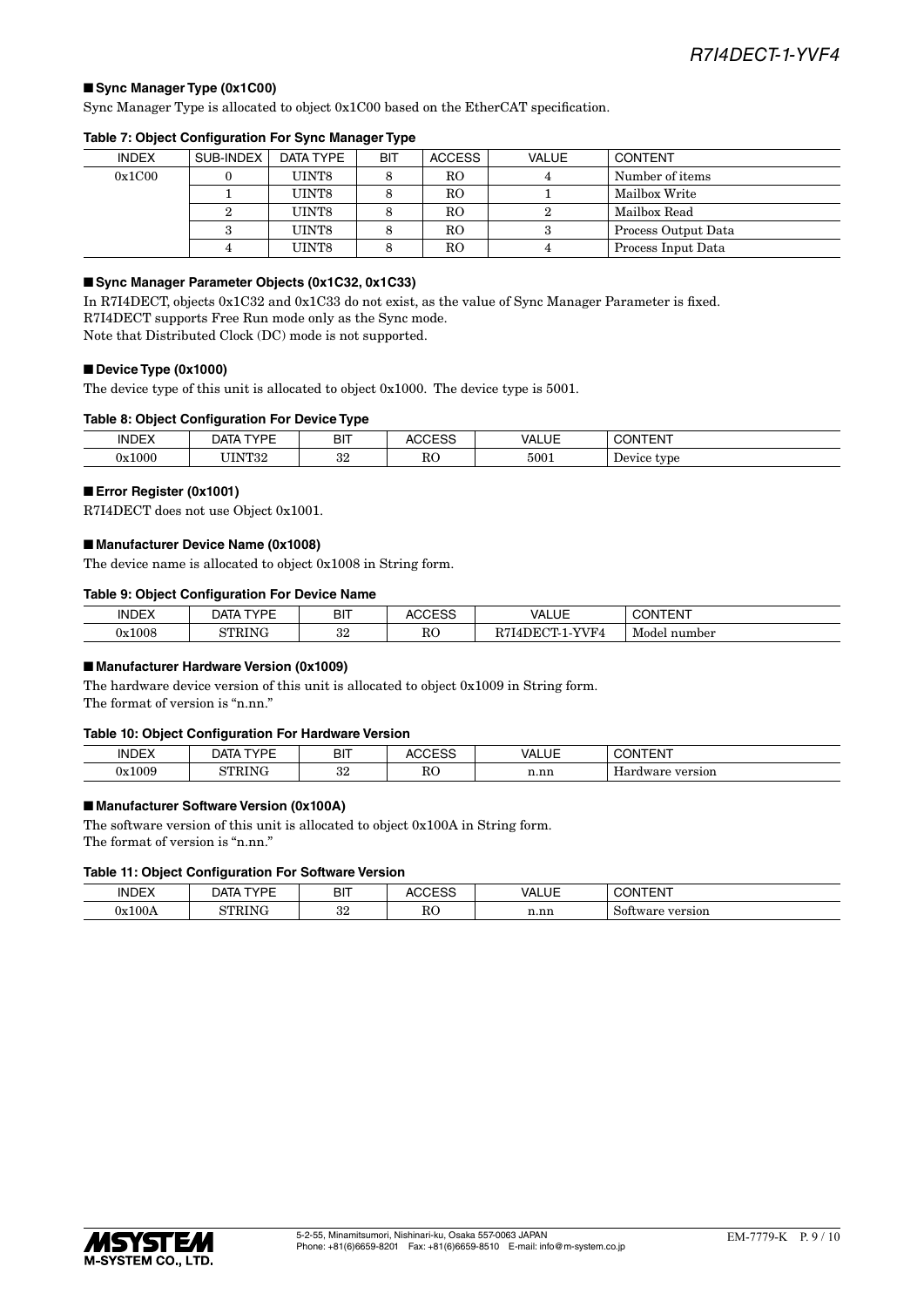### ■ Sync Manager Type (0x1C00)

Sync Manager Type is allocated to object 0x1C00 based on the EtherCAT specification.

**Table 7: Object Configuration For Sync Manager Type**

| INDEX | SUB-INDEX | DATA TYPE | BIT | ACCESS | VALUE | CONTENT |
|---|---|---|---|---|---|---|
| 0x1C00 | 0 | UINT8 | 8 | RO | 4 | Number of items |
| | 1 | UINT8 | 8 | RO | 1 | Mailbox Write |
| | 2 | UINT8 | 8 | RO | 2 | Mailbox Read |
| | 3 | UINT8 | 8 | RO | 3 | Process Output Data |
| | 4 | UINT8 | 8 | RO | 4 | Process Input Data |

### ■ Sync Manager Parameter Objects (0x1C32, 0x1C33)

In R7I4DECT, objects 0x1C32 and 0x1C33 do not exist, as the value of Sync Manager Parameter is fixed.
R7I4DECT supports Free Run mode only as the Sync mode.
Note that Distributed Clock (DC) mode is not supported.

### ■ Device Type (0x1000)

The device type of this unit is allocated to object 0x1000. The device type is 5001.

**Table 8: Object Configuration For Device Type**

| INDEX | DATA TYPE | BIT | ACCESS | VALUE | CONTENT |
|---|---|---|---|---|---|
| 0x1000 | UINT32 | 32 | RO | 5001 | Device type |

### ■ Error Register (0x1001)

R7I4DECT does not use Object 0x1001.

### ■ Manufacturer Device Name (0x1008)

The device name is allocated to object 0x1008 in String form.

**Table 9: Object Configuration For Device Name**

| INDEX | DATA TYPE | BIT | ACCESS | VALUE | CONTENT |
|---|---|---|---|---|---|
| 0x1008 | STRING | 32 | RO | R7I4DECT-1-YVF4 | Model number |

### ■ Manufacturer Hardware Version (0x1009)

The hardware device version of this unit is allocated to object 0x1009 in String form.
The format of version is "n.nn."

**Table 10: Object Configuration For Hardware Version**

| INDEX | DATA TYPE | BIT | ACCESS | VALUE | CONTENT |
|---|---|---|---|---|---|
| 0x1009 | STRING | 32 | RO | n.nn | Hardware version |

### ■ Manufacturer Software Version (0x100A)

The software version of this unit is allocated to object 0x100A in String form.
The format of version is "n.nn."

**Table 11: Object Configuration For Software Version**

| INDEX | DATA TYPE | BIT | ACCESS | VALUE | CONTENT |
|---|---|---|---|---|---|
| 0x100A | STRING | 32 | RO | n.nn | Software version |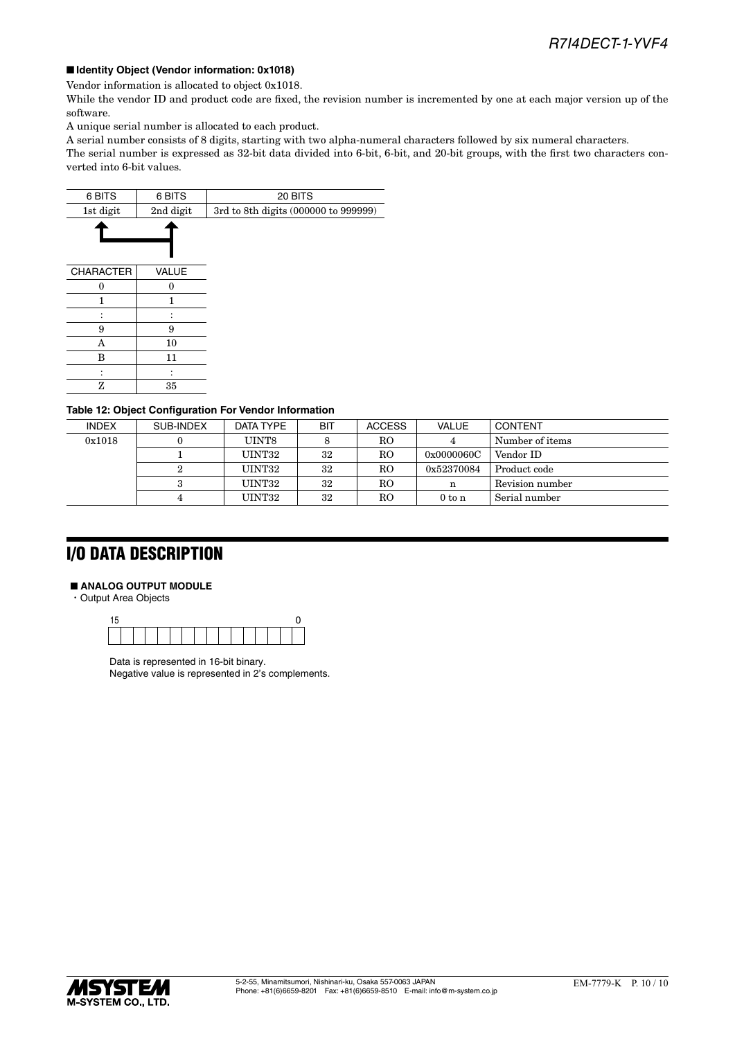■ **Identity Object (Vendor information: 0x1018)**

Vendor information is allocated to object 0x1018.

While the vendor ID and product code are fixed, the revision number is incremented by one at each major version up of the software.

A unique serial number is allocated to each product.

A serial number consists of 8 digits, starting with two alpha-numeral characters followed by six numeral characters.

The serial number is expressed as 32-bit data divided into 6-bit, 6-bit, and 20-bit groups, with the first two characters converted into 6-bit values.

| 6 BITS | 6 BITS | 20 BITS |
|---|---|---|
| 1st digit | 2nd digit | 3rd to 8th digits (000000 to 999999) |

| CHARACTER | VALUE |
|---|---|
| 0 | 0 |
| 1 | 1 |
| : | : |
| 9 | 9 |
| A | 10 |
| B | 11 |
| : | : |
| Z | 35 |

**Table 12: Object Configuration For Vendor Information**

| INDEX | SUB-INDEX | DATA TYPE | BIT | ACCESS | VALUE | CONTENT |
|---|---|---|---|---|---|---|
| 0x1018 | 0 | UINT8 | 8 | RO | 4 | Number of items |
| | 1 | UINT32 | 32 | RO | 0x0000060C | Vendor ID |
| | 2 | UINT32 | 32 | RO | 0x52370084 | Product code |
| | 3 | UINT32 | 32 | RO | n | Revision number |
| | 4 | UINT32 | 32 | RO | 0 to n | Serial number |

# I/O DATA DESCRIPTION

■ **ANALOG OUTPUT MODULE**

・Output Area Objects

15 0

Data is represented in 16-bit binary.
Negative value is represented in 2's complements.